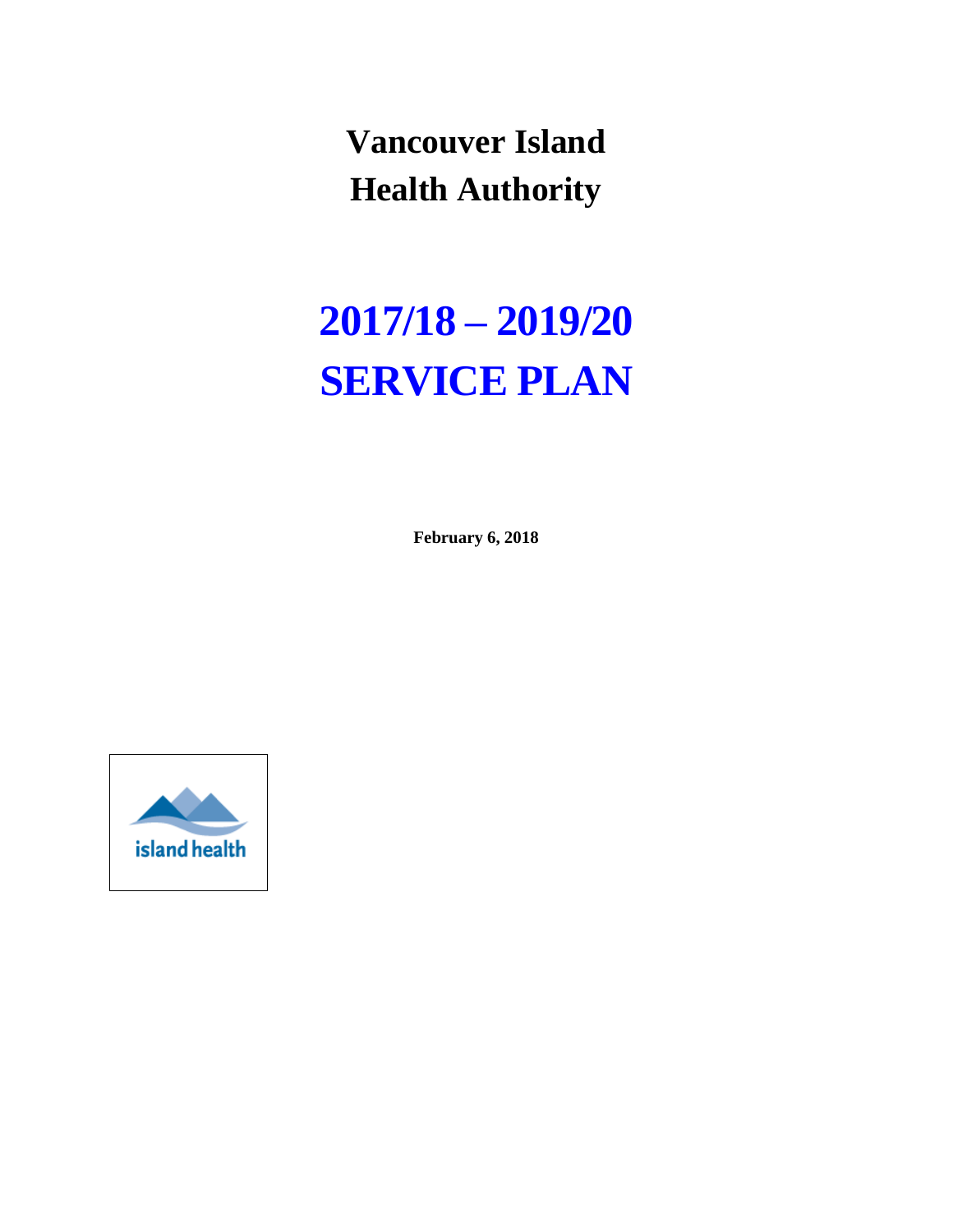# Vancouver Island Health Authority

# 2017/18 – 2019/20 SERVICE PLAN

**February 6, 2018**

island health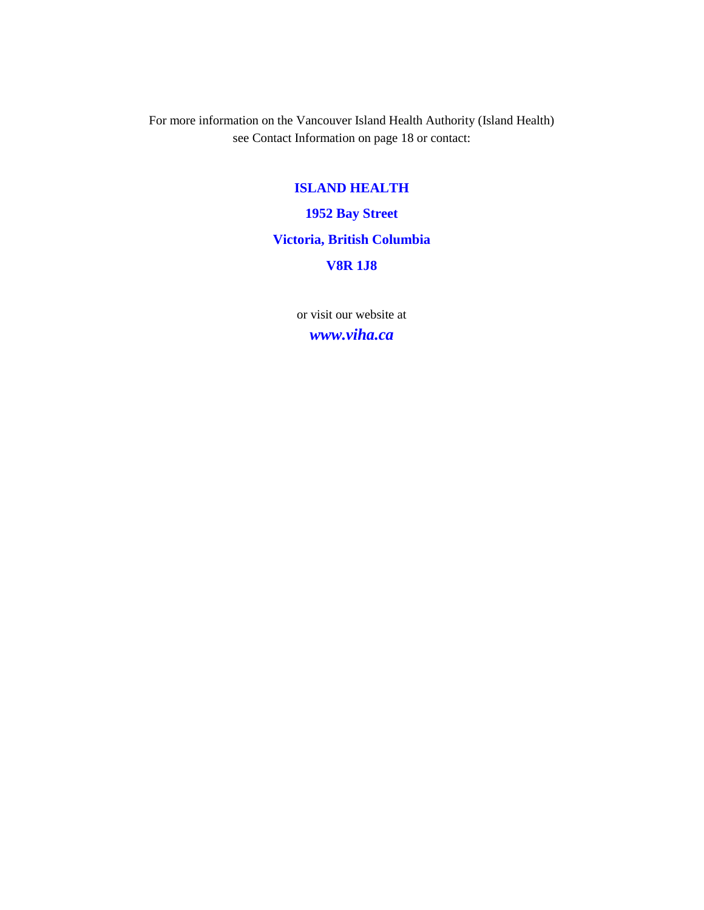For more information on the Vancouver Island Health Authority (Island Health) see Contact Information on page 18 or contact:

**ISLAND HEALTH**

**1952 Bay Street**

**Victoria, British Columbia**

**V8R 1J8**

or visit our website at

***www.viha.ca***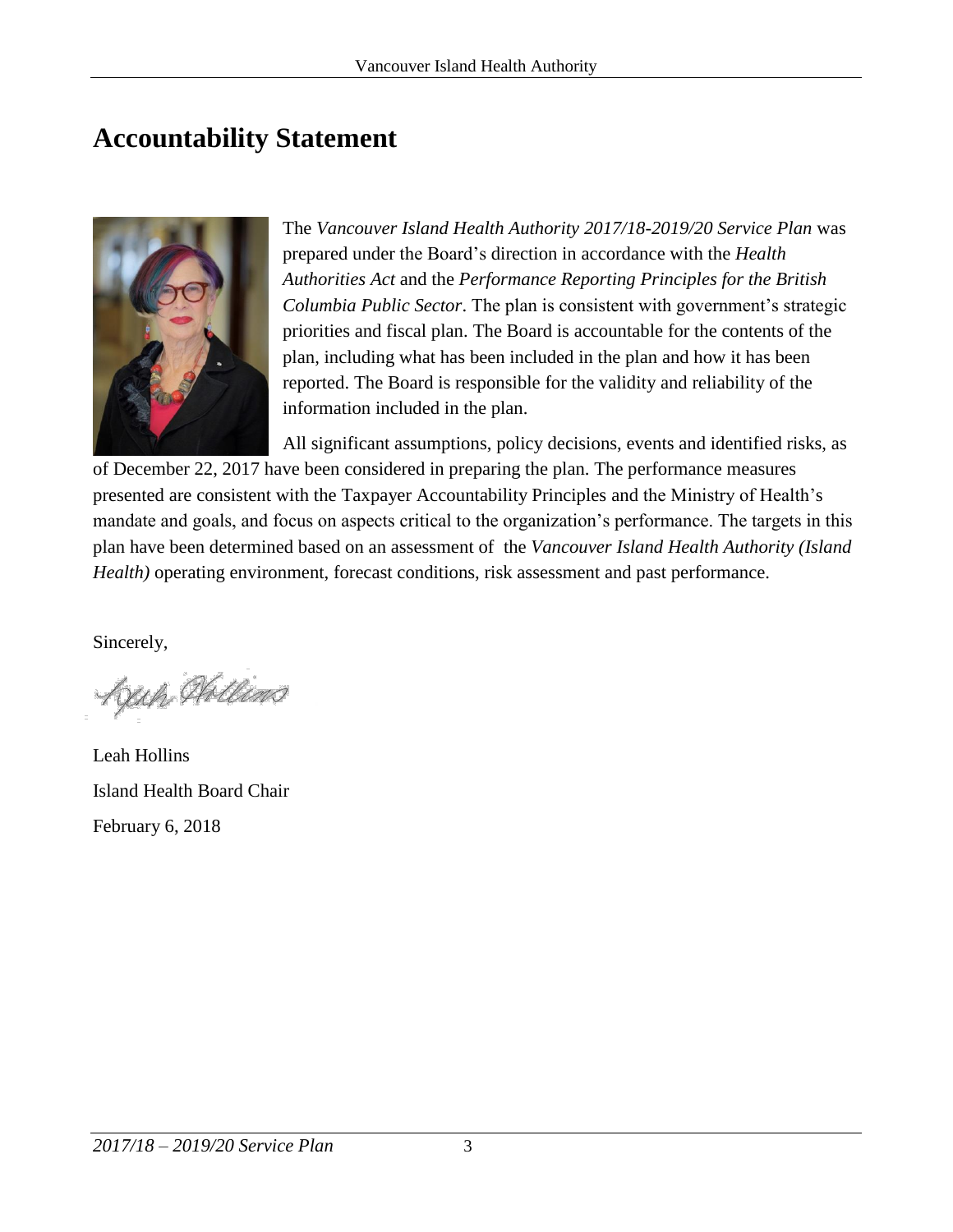# Accountability Statement

The *Vancouver Island Health Authority 2017/18-2019/20 Service Plan* was prepared under the Board's direction in accordance with the *Health Authorities Act* and the *Performance Reporting Principles for the British Columbia Public Sector*. The plan is consistent with government's strategic priorities and fiscal plan. The Board is accountable for the contents of the plan, including what has been included in the plan and how it has been reported. The Board is responsible for the validity and reliability of the information included in the plan.

All significant assumptions, policy decisions, events and identified risks, as of December 22, 2017 have been considered in preparing the plan. The performance measures presented are consistent with the Taxpayer Accountability Principles and the Ministry of Health's mandate and goals, and focus on aspects critical to the organization's performance. The targets in this plan have been determined based on an assessment of the *Vancouver Island Health Authority (Island Health)* operating environment, forecast conditions, risk assessment and past performance.

Sincerely,

Leah Hollins

Island Health Board Chair

February 6, 2018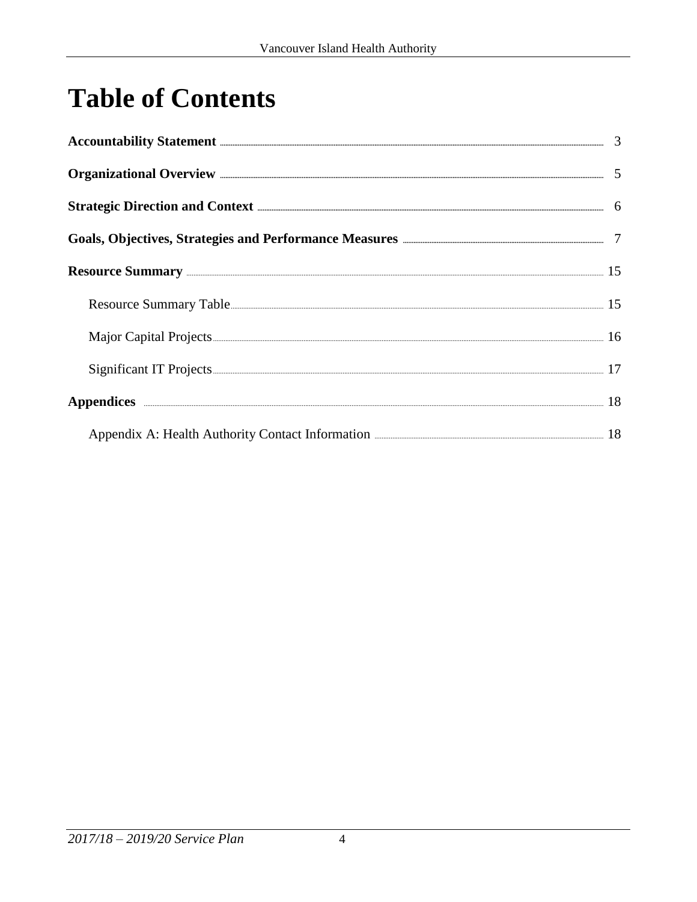# Table of Contents

**Accountability Statement** ..... 3

**Organizational Overview** ..... 5

**Strategic Direction and Context** ..... 6

**Goals, Objectives, Strategies and Performance Measures** ..... 7

**Resource Summary** ..... 15

Resource Summary Table ..... 15

Major Capital Projects ..... 16

Significant IT Projects ..... 17

**Appendices** ..... 18

Appendix A: Health Authority Contact Information ..... 18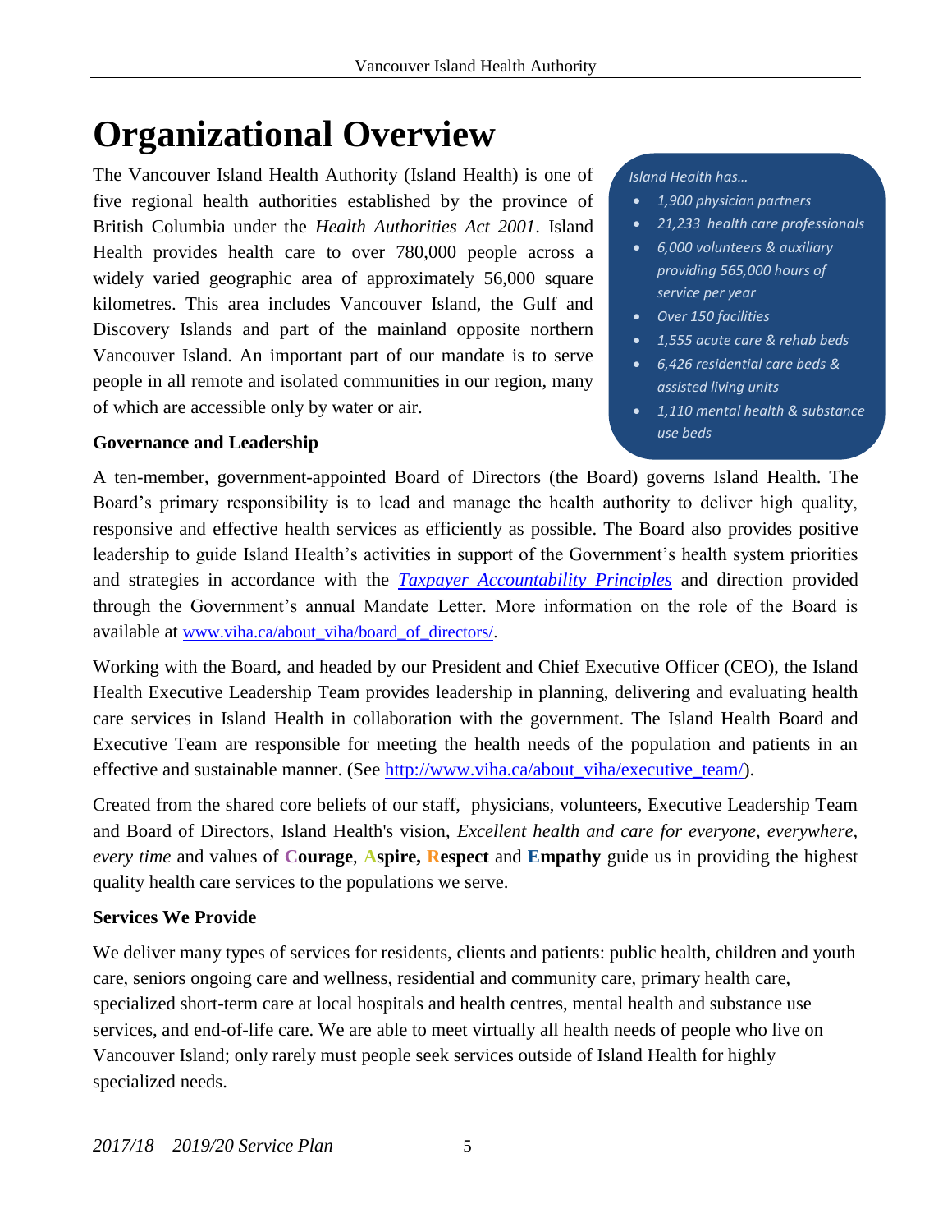# Organizational Overview

The Vancouver Island Health Authority (Island Health) is one of five regional health authorities established by the province of British Columbia under the *Health Authorities Act 2001*. Island Health provides health care to over 780,000 people across a widely varied geographic area of approximately 56,000 square kilometres. This area includes Vancouver Island, the Gulf and Discovery Islands and part of the mainland opposite northern Vancouver Island. An important part of our mandate is to serve people in all remote and isolated communities in our region, many of which are accessible only by water or air.

*Island Health has…*

- *1,900 physician partners*
- *21,233 health care professionals*
- *6,000 volunteers & auxiliary providing 565,000 hours of service per year*
- *Over 150 facilities*
- *1,555 acute care & rehab beds*
- *6,426 residential care beds & assisted living units*
- *1,110 mental health & substance use beds*

**Governance and Leadership**

A ten-member, government-appointed Board of Directors (the Board) governs Island Health. The Board's primary responsibility is to lead and manage the health authority to deliver high quality, responsive and effective health services as efficiently as possible. The Board also provides positive leadership to guide Island Health's activities in support of the Government's health system priorities and strategies in accordance with the *Taxpayer Accountability Principles* and direction provided through the Government's annual Mandate Letter. More information on the role of the Board is available at www.viha.ca/about_viha/board_of_directors/.

Working with the Board, and headed by our President and Chief Executive Officer (CEO), the Island Health Executive Leadership Team provides leadership in planning, delivering and evaluating health care services in Island Health in collaboration with the government. The Island Health Board and Executive Team are responsible for meeting the health needs of the population and patients in an effective and sustainable manner. (See http://www.viha.ca/about_viha/executive_team/).

Created from the shared core beliefs of our staff, physicians, volunteers, Executive Leadership Team and Board of Directors, Island Health's vision, *Excellent health and care for everyone, everywhere, every time* and values of **Courage**, **Aspire, Respect** and **Empathy** guide us in providing the highest quality health care services to the populations we serve.

**Services We Provide**

We deliver many types of services for residents, clients and patients: public health, children and youth care, seniors ongoing care and wellness, residential and community care, primary health care, specialized short-term care at local hospitals and health centres, mental health and substance use services, and end-of-life care. We are able to meet virtually all health needs of people who live on Vancouver Island; only rarely must people seek services outside of Island Health for highly specialized needs.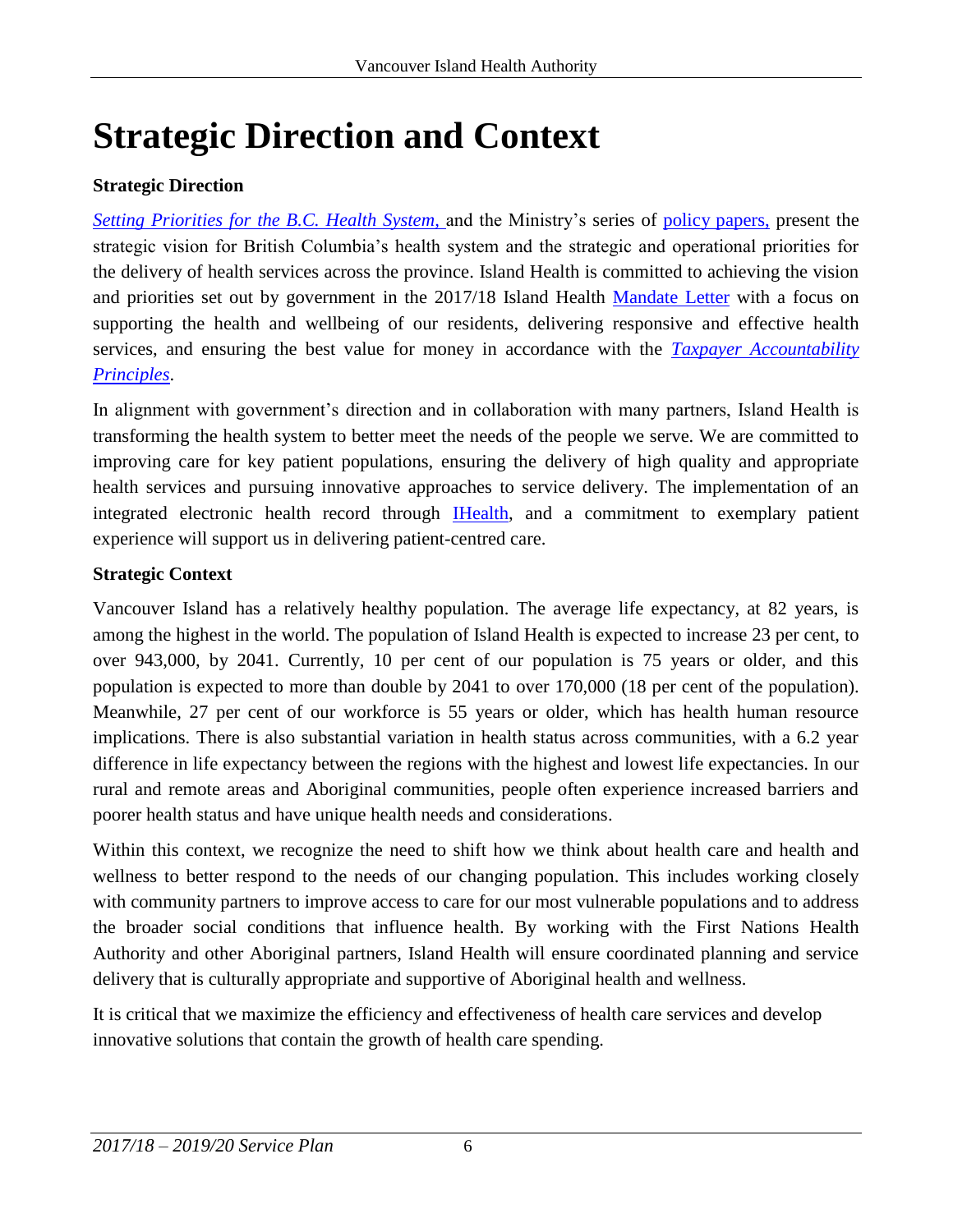# Strategic Direction and Context

**Strategic Direction**

*Setting Priorities for the B.C. Health System,* and the Ministry's series of policy papers, present the strategic vision for British Columbia's health system and the strategic and operational priorities for the delivery of health services across the province. Island Health is committed to achieving the vision and priorities set out by government in the 2017/18 Island Health Mandate Letter with a focus on supporting the health and wellbeing of our residents, delivering responsive and effective health services, and ensuring the best value for money in accordance with the *Taxpayer Accountability Principles*.

In alignment with government's direction and in collaboration with many partners, Island Health is transforming the health system to better meet the needs of the people we serve. We are committed to improving care for key patient populations, ensuring the delivery of high quality and appropriate health services and pursuing innovative approaches to service delivery. The implementation of an integrated electronic health record through IHealth, and a commitment to exemplary patient experience will support us in delivering patient-centred care.

**Strategic Context**

Vancouver Island has a relatively healthy population. The average life expectancy, at 82 years, is among the highest in the world. The population of Island Health is expected to increase 23 per cent, to over 943,000, by 2041. Currently, 10 per cent of our population is 75 years or older, and this population is expected to more than double by 2041 to over 170,000 (18 per cent of the population). Meanwhile, 27 per cent of our workforce is 55 years or older, which has health human resource implications. There is also substantial variation in health status across communities, with a 6.2 year difference in life expectancy between the regions with the highest and lowest life expectancies. In our rural and remote areas and Aboriginal communities, people often experience increased barriers and poorer health status and have unique health needs and considerations.

Within this context, we recognize the need to shift how we think about health care and health and wellness to better respond to the needs of our changing population. This includes working closely with community partners to improve access to care for our most vulnerable populations and to address the broader social conditions that influence health. By working with the First Nations Health Authority and other Aboriginal partners, Island Health will ensure coordinated planning and service delivery that is culturally appropriate and supportive of Aboriginal health and wellness.

It is critical that we maximize the efficiency and effectiveness of health care services and develop innovative solutions that contain the growth of health care spending.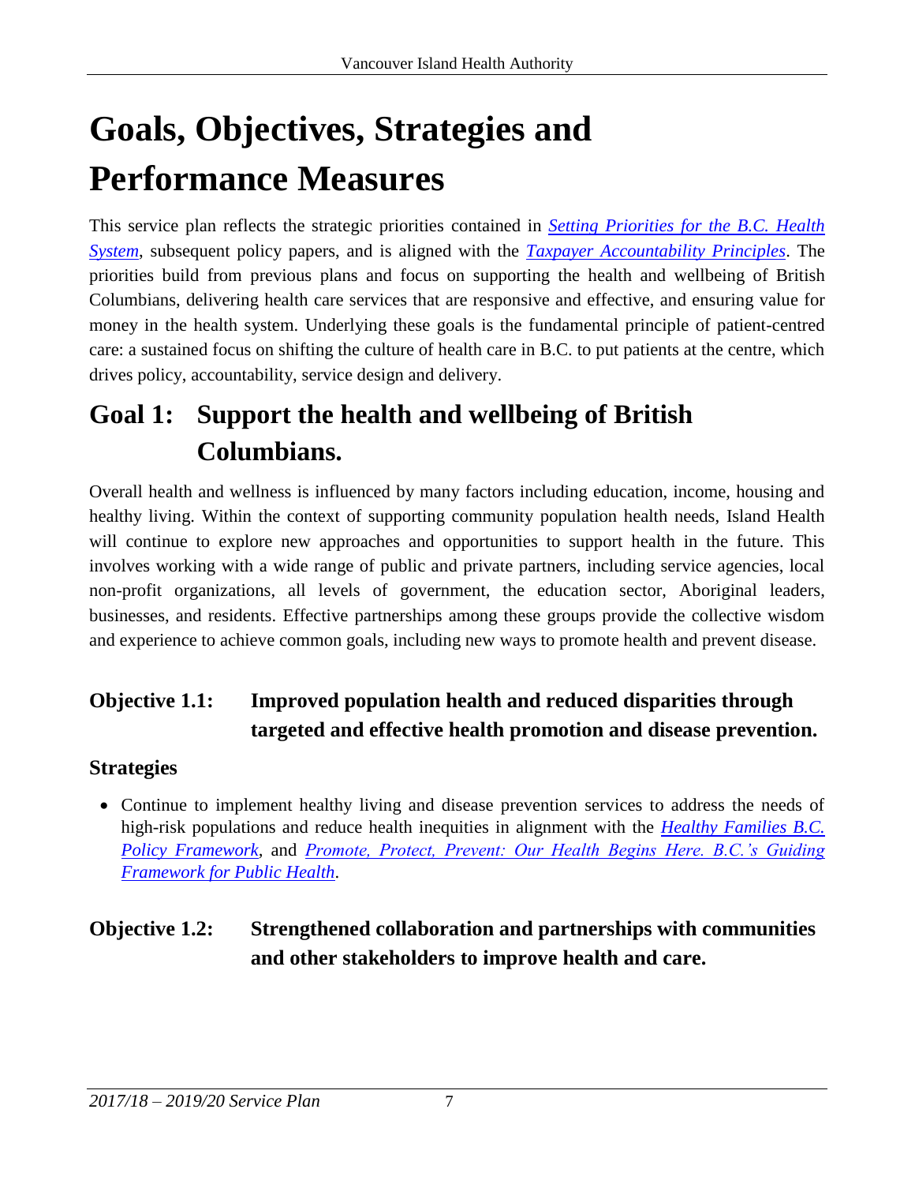# Goals, Objectives, Strategies and Performance Measures

This service plan reflects the strategic priorities contained in *Setting Priorities for the B.C. Health System*, subsequent policy papers, and is aligned with the *Taxpayer Accountability Principles*. The priorities build from previous plans and focus on supporting the health and wellbeing of British Columbians, delivering health care services that are responsive and effective, and ensuring value for money in the health system. Underlying these goals is the fundamental principle of patient-centred care: a sustained focus on shifting the culture of health care in B.C. to put patients at the centre, which drives policy, accountability, service design and delivery.

## Goal 1: Support the health and wellbeing of British Columbians.

Overall health and wellness is influenced by many factors including education, income, housing and healthy living. Within the context of supporting community population health needs, Island Health will continue to explore new approaches and opportunities to support health in the future. This involves working with a wide range of public and private partners, including service agencies, local non-profit organizations, all levels of government, the education sector, Aboriginal leaders, businesses, and residents. Effective partnerships among these groups provide the collective wisdom and experience to achieve common goals, including new ways to promote health and prevent disease.

### Objective 1.1: Improved population health and reduced disparities through targeted and effective health promotion and disease prevention.

#### Strategies

- Continue to implement healthy living and disease prevention services to address the needs of high-risk populations and reduce health inequities in alignment with the *Healthy Families B.C. Policy Framework*, and *Promote, Protect, Prevent: Our Health Begins Here. B.C.'s Guiding Framework for Public Health*.

### Objective 1.2: Strengthened collaboration and partnerships with communities and other stakeholders to improve health and care.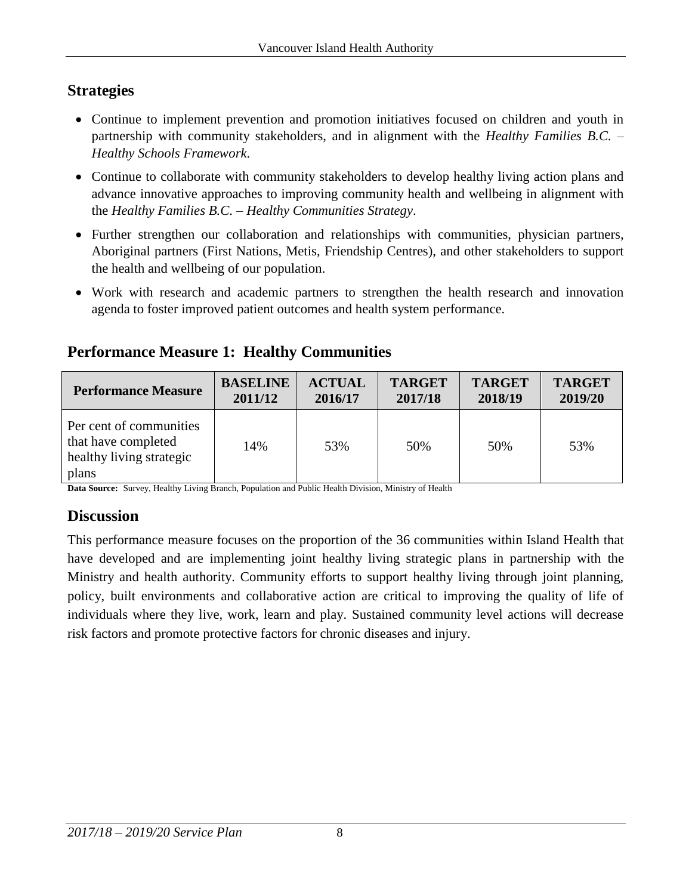## Strategies

- Continue to implement prevention and promotion initiatives focused on children and youth in partnership with community stakeholders, and in alignment with the *Healthy Families B.C. – Healthy Schools Framework*.
- Continue to collaborate with community stakeholders to develop healthy living action plans and advance innovative approaches to improving community health and wellbeing in alignment with the *Healthy Families B.C. – Healthy Communities Strategy*.
- Further strengthen our collaboration and relationships with communities, physician partners, Aboriginal partners (First Nations, Metis, Friendship Centres), and other stakeholders to support the health and wellbeing of our population.
- Work with research and academic partners to strengthen the health research and innovation agenda to foster improved patient outcomes and health system performance.

## Performance Measure 1: Healthy Communities

| Performance Measure | BASELINE 2011/12 | ACTUAL 2016/17 | TARGET 2017/18 | TARGET 2018/19 | TARGET 2019/20 |
|---|---|---|---|---|---|
| Per cent of communities that have completed healthy living strategic plans | 14% | 53% | 50% | 50% | 53% |

**Data Source:** Survey, Healthy Living Branch, Population and Public Health Division, Ministry of Health

## Discussion

This performance measure focuses on the proportion of the 36 communities within Island Health that have developed and are implementing joint healthy living strategic plans in partnership with the Ministry and health authority. Community efforts to support healthy living through joint planning, policy, built environments and collaborative action are critical to improving the quality of life of individuals where they live, work, learn and play. Sustained community level actions will decrease risk factors and promote protective factors for chronic diseases and injury.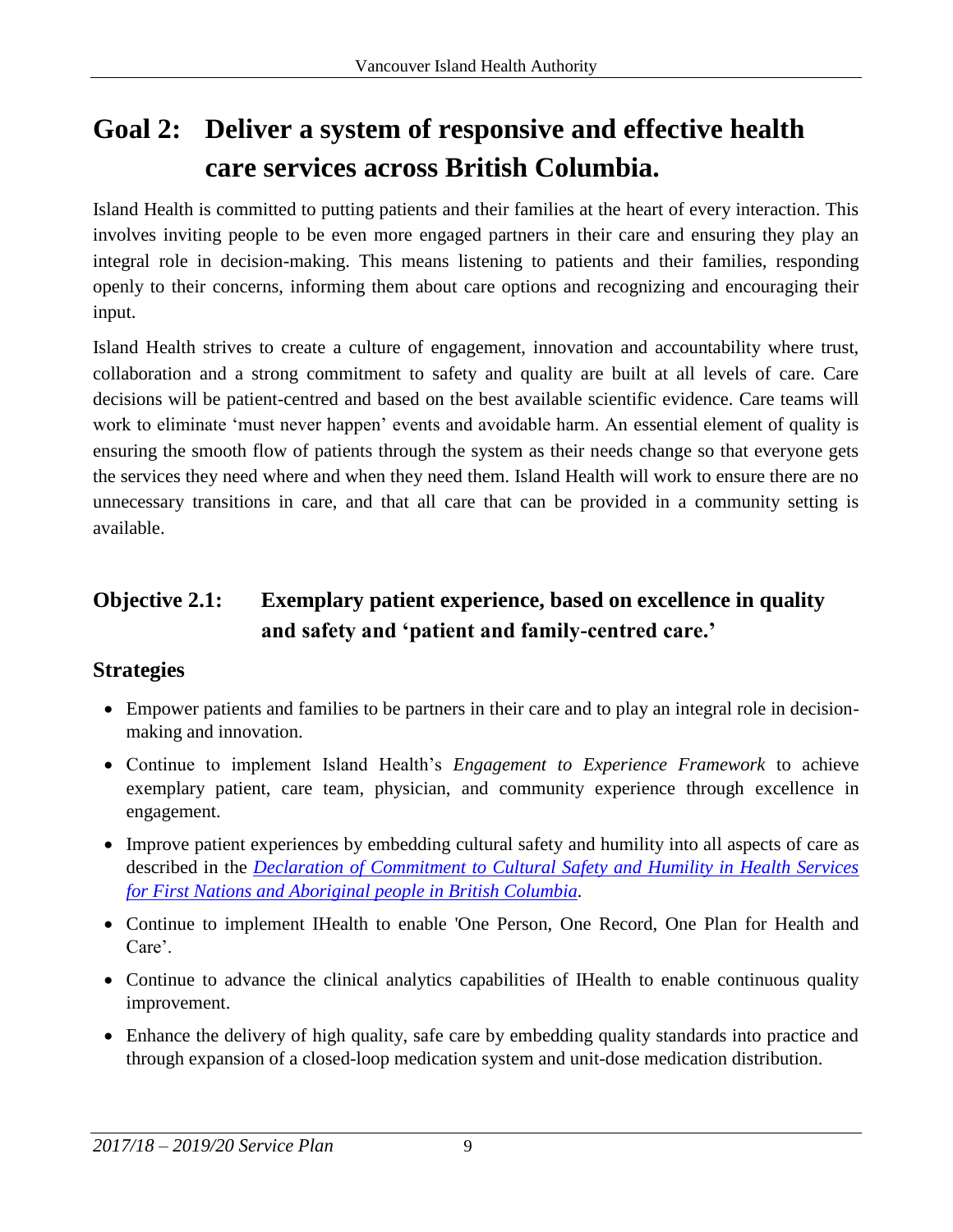# Goal 2: Deliver a system of responsive and effective health care services across British Columbia.

Island Health is committed to putting patients and their families at the heart of every interaction. This involves inviting people to be even more engaged partners in their care and ensuring they play an integral role in decision-making. This means listening to patients and their families, responding openly to their concerns, informing them about care options and recognizing and encouraging their input.

Island Health strives to create a culture of engagement, innovation and accountability where trust, collaboration and a strong commitment to safety and quality are built at all levels of care. Care decisions will be patient-centred and based on the best available scientific evidence. Care teams will work to eliminate 'must never happen' events and avoidable harm. An essential element of quality is ensuring the smooth flow of patients through the system as their needs change so that everyone gets the services they need where and when they need them. Island Health will work to ensure there are no unnecessary transitions in care, and that all care that can be provided in a community setting is available.

## Objective 2.1: Exemplary patient experience, based on excellence in quality and safety and 'patient and family-centred care.'

### Strategies

- Empower patients and families to be partners in their care and to play an integral role in decision-making and innovation.
- Continue to implement Island Health's *Engagement to Experience Framework* to achieve exemplary patient, care team, physician, and community experience through excellence in engagement.
- Improve patient experiences by embedding cultural safety and humility into all aspects of care as described in the *Declaration of Commitment to Cultural Safety and Humility in Health Services for First Nations and Aboriginal people in British Columbia*.
- Continue to implement IHealth to enable 'One Person, One Record, One Plan for Health and Care'.
- Continue to advance the clinical analytics capabilities of IHealth to enable continuous quality improvement.
- Enhance the delivery of high quality, safe care by embedding quality standards into practice and through expansion of a closed-loop medication system and unit-dose medication distribution.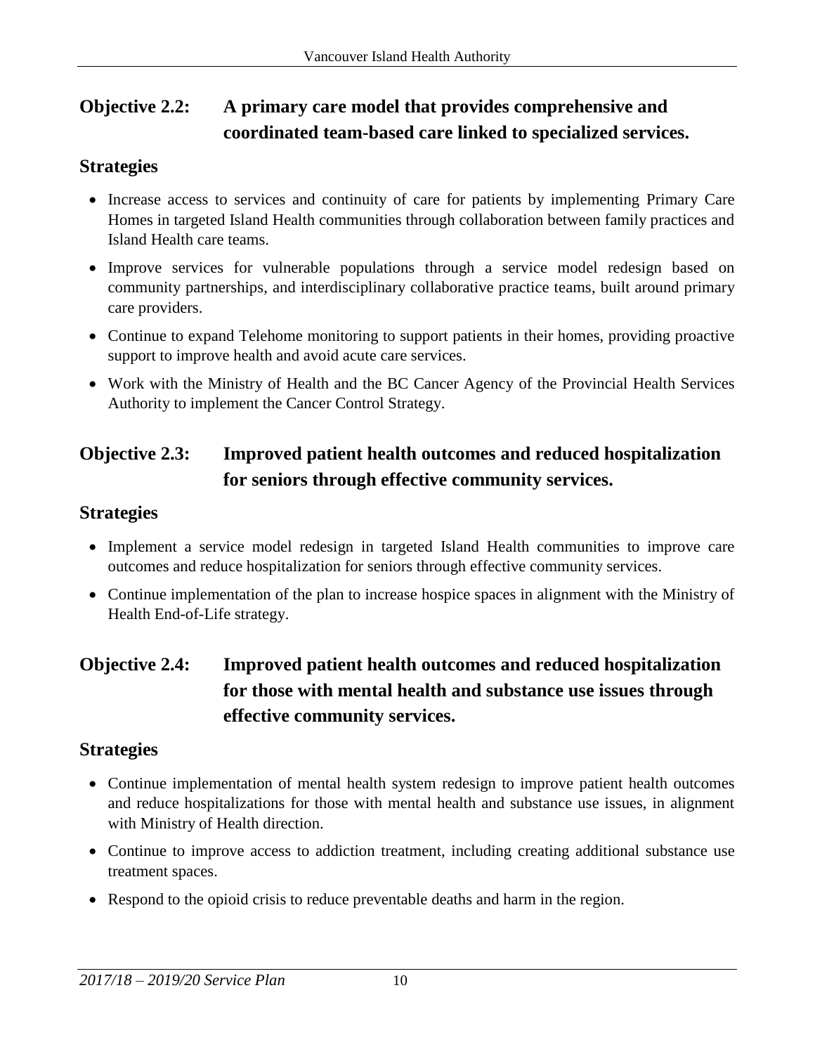## Objective 2.2: A primary care model that provides comprehensive and coordinated team-based care linked to specialized services.

### Strategies

- Increase access to services and continuity of care for patients by implementing Primary Care Homes in targeted Island Health communities through collaboration between family practices and Island Health care teams.
- Improve services for vulnerable populations through a service model redesign based on community partnerships, and interdisciplinary collaborative practice teams, built around primary care providers.
- Continue to expand Telehome monitoring to support patients in their homes, providing proactive support to improve health and avoid acute care services.
- Work with the Ministry of Health and the BC Cancer Agency of the Provincial Health Services Authority to implement the Cancer Control Strategy.

## Objective 2.3: Improved patient health outcomes and reduced hospitalization for seniors through effective community services.

### Strategies

- Implement a service model redesign in targeted Island Health communities to improve care outcomes and reduce hospitalization for seniors through effective community services.
- Continue implementation of the plan to increase hospice spaces in alignment with the Ministry of Health End-of-Life strategy.

## Objective 2.4: Improved patient health outcomes and reduced hospitalization for those with mental health and substance use issues through effective community services.

### Strategies

- Continue implementation of mental health system redesign to improve patient health outcomes and reduce hospitalizations for those with mental health and substance use issues, in alignment with Ministry of Health direction.
- Continue to improve access to addiction treatment, including creating additional substance use treatment spaces.
- Respond to the opioid crisis to reduce preventable deaths and harm in the region.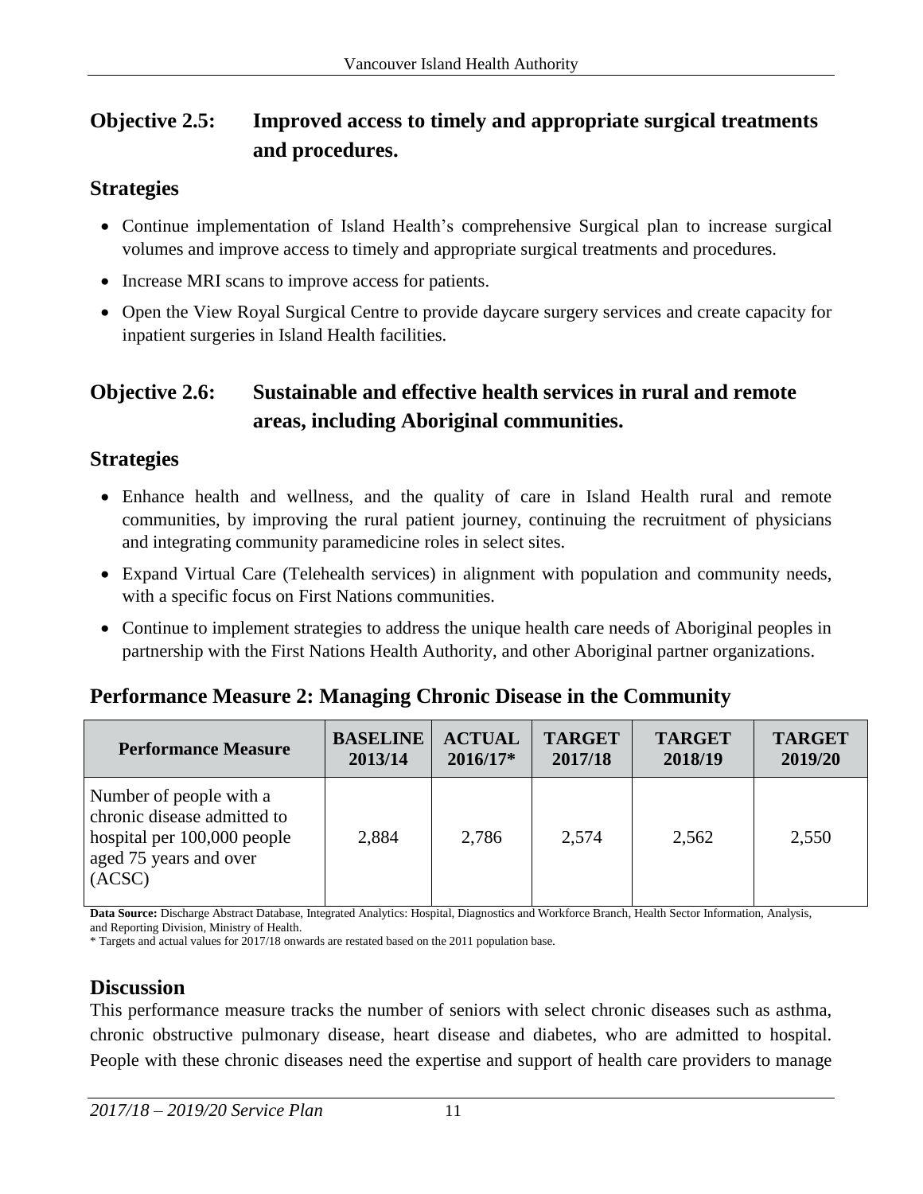## Objective 2.5: Improved access to timely and appropriate surgical treatments and procedures.

### Strategies

- Continue implementation of Island Health's comprehensive Surgical plan to increase surgical volumes and improve access to timely and appropriate surgical treatments and procedures.
- Increase MRI scans to improve access for patients.
- Open the View Royal Surgical Centre to provide daycare surgery services and create capacity for inpatient surgeries in Island Health facilities.

## Objective 2.6: Sustainable and effective health services in rural and remote areas, including Aboriginal communities.

### Strategies

- Enhance health and wellness, and the quality of care in Island Health rural and remote communities, by improving the rural patient journey, continuing the recruitment of physicians and integrating community paramedicine roles in select sites.
- Expand Virtual Care (Telehealth services) in alignment with population and community needs, with a specific focus on First Nations communities.
- Continue to implement strategies to address the unique health care needs of Aboriginal peoples in partnership with the First Nations Health Authority, and other Aboriginal partner organizations.

## Performance Measure 2: Managing Chronic Disease in the Community

| Performance Measure | BASELINE 2013/14 | ACTUAL 2016/17* | TARGET 2017/18 | TARGET 2018/19 | TARGET 2019/20 |
|---|---|---|---|---|---|
| Number of people with a chronic disease admitted to hospital per 100,000 people aged 75 years and over (ACSC) | 2,884 | 2,786 | 2,574 | 2,562 | 2,550 |

**Data Source:** Discharge Abstract Database, Integrated Analytics: Hospital, Diagnostics and Workforce Branch, Health Sector Information, Analysis, and Reporting Division, Ministry of Health.

* Targets and actual values for 2017/18 onwards are restated based on the 2011 population base.

### Discussion

This performance measure tracks the number of seniors with select chronic diseases such as asthma, chronic obstructive pulmonary disease, heart disease and diabetes, who are admitted to hospital. People with these chronic diseases need the expertise and support of health care providers to manage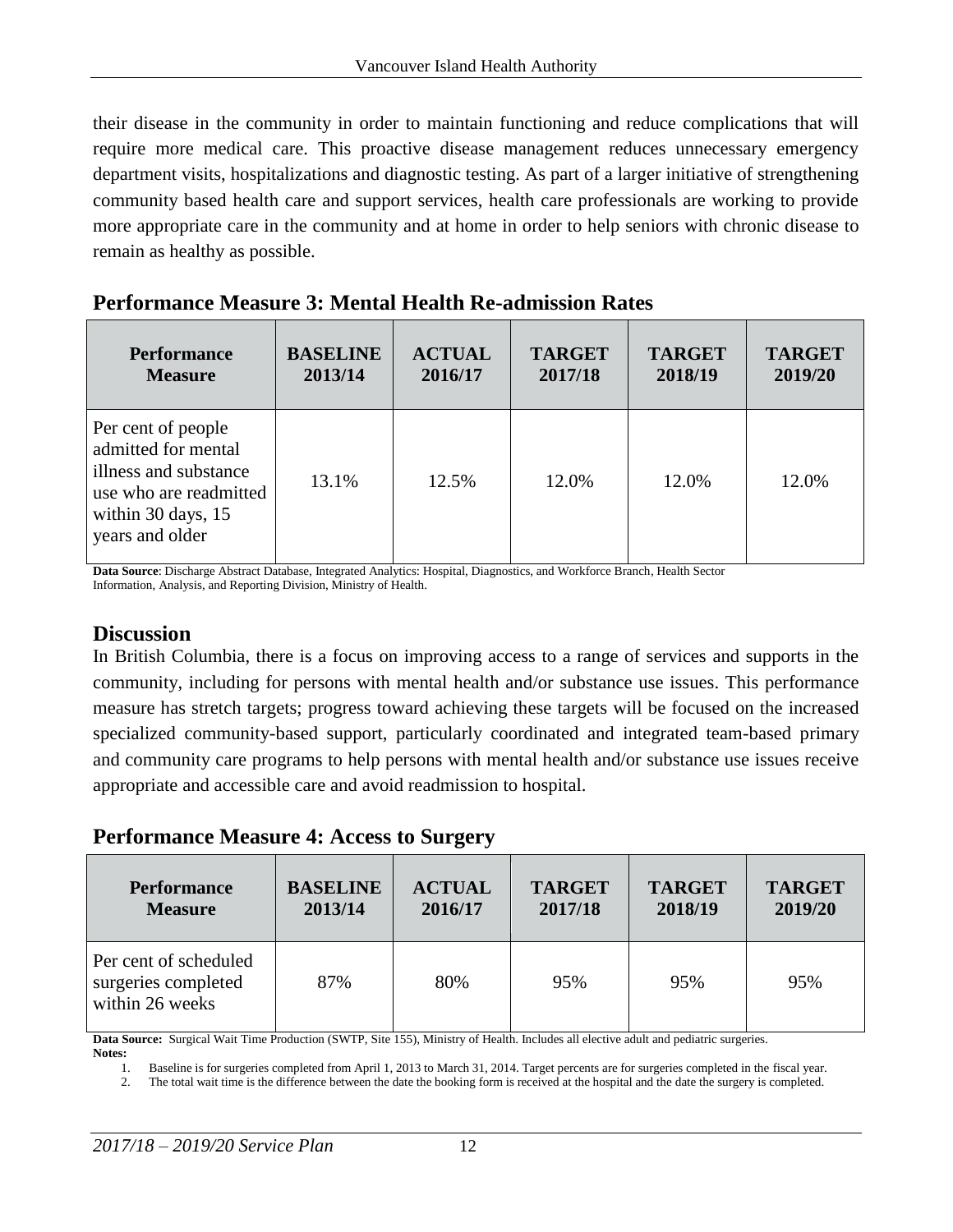their disease in the community in order to maintain functioning and reduce complications that will require more medical care. This proactive disease management reduces unnecessary emergency department visits, hospitalizations and diagnostic testing. As part of a larger initiative of strengthening community based health care and support services, health care professionals are working to provide more appropriate care in the community and at home in order to help seniors with chronic disease to remain as healthy as possible.

## Performance Measure 3: Mental Health Re-admission Rates

| Performance Measure | BASELINE 2013/14 | ACTUAL 2016/17 | TARGET 2017/18 | TARGET 2018/19 | TARGET 2019/20 |
|---|---|---|---|---|---|
| Per cent of people admitted for mental illness and substance use who are readmitted within 30 days, 15 years and older | 13.1% | 12.5% | 12.0% | 12.0% | 12.0% |

**Data Source**: Discharge Abstract Database, Integrated Analytics: Hospital, Diagnostics, and Workforce Branch, Health Sector Information, Analysis, and Reporting Division, Ministry of Health.

## Discussion

In British Columbia, there is a focus on improving access to a range of services and supports in the community, including for persons with mental health and/or substance use issues. This performance measure has stretch targets; progress toward achieving these targets will be focused on the increased specialized community-based support, particularly coordinated and integrated team-based primary and community care programs to help persons with mental health and/or substance use issues receive appropriate and accessible care and avoid readmission to hospital.

## Performance Measure 4: Access to Surgery

| Performance Measure | BASELINE 2013/14 | ACTUAL 2016/17 | TARGET 2017/18 | TARGET 2018/19 | TARGET 2019/20 |
|---|---|---|---|---|---|
| Per cent of scheduled surgeries completed within 26 weeks | 87% | 80% | 95% | 95% | 95% |

**Data Source:** Surgical Wait Time Production (SWTP, Site 155), Ministry of Health. Includes all elective adult and pediatric surgeries.

**Notes:**

1. Baseline is for surgeries completed from April 1, 2013 to March 31, 2014. Target percents are for surgeries completed in the fiscal year.
2. The total wait time is the difference between the date the booking form is received at the hospital and the date the surgery is completed.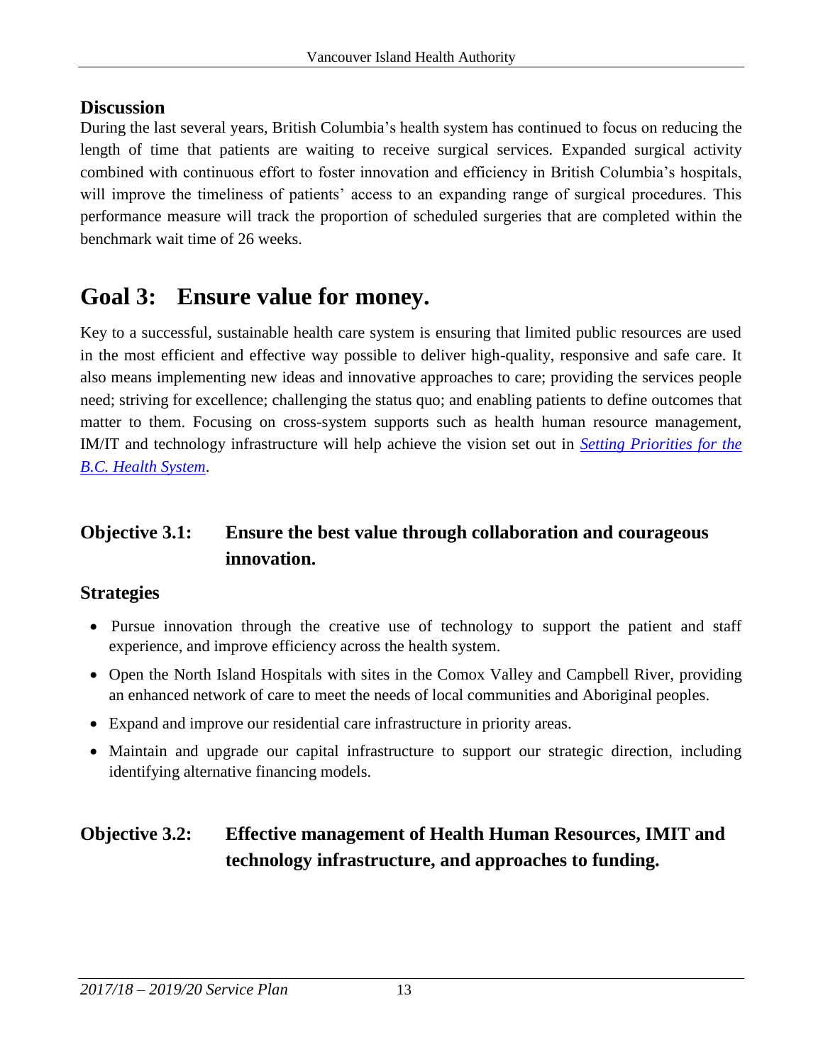### Discussion

During the last several years, British Columbia's health system has continued to focus on reducing the length of time that patients are waiting to receive surgical services. Expanded surgical activity combined with continuous effort to foster innovation and efficiency in British Columbia's hospitals, will improve the timeliness of patients' access to an expanding range of surgical procedures. This performance measure will track the proportion of scheduled surgeries that are completed within the benchmark wait time of 26 weeks.

# Goal 3: Ensure value for money.

Key to a successful, sustainable health care system is ensuring that limited public resources are used in the most efficient and effective way possible to deliver high-quality, responsive and safe care. It also means implementing new ideas and innovative approaches to care; providing the services people need; striving for excellence; challenging the status quo; and enabling patients to define outcomes that matter to them. Focusing on cross-system supports such as health human resource management, IM/IT and technology infrastructure will help achieve the vision set out in *Setting Priorities for the B.C. Health System*.

## Objective 3.1: Ensure the best value through collaboration and courageous innovation.

### Strategies

- Pursue innovation through the creative use of technology to support the patient and staff experience, and improve efficiency across the health system.
- Open the North Island Hospitals with sites in the Comox Valley and Campbell River, providing an enhanced network of care to meet the needs of local communities and Aboriginal peoples.
- Expand and improve our residential care infrastructure in priority areas.
- Maintain and upgrade our capital infrastructure to support our strategic direction, including identifying alternative financing models.

## Objective 3.2: Effective management of Health Human Resources, IMIT and technology infrastructure, and approaches to funding.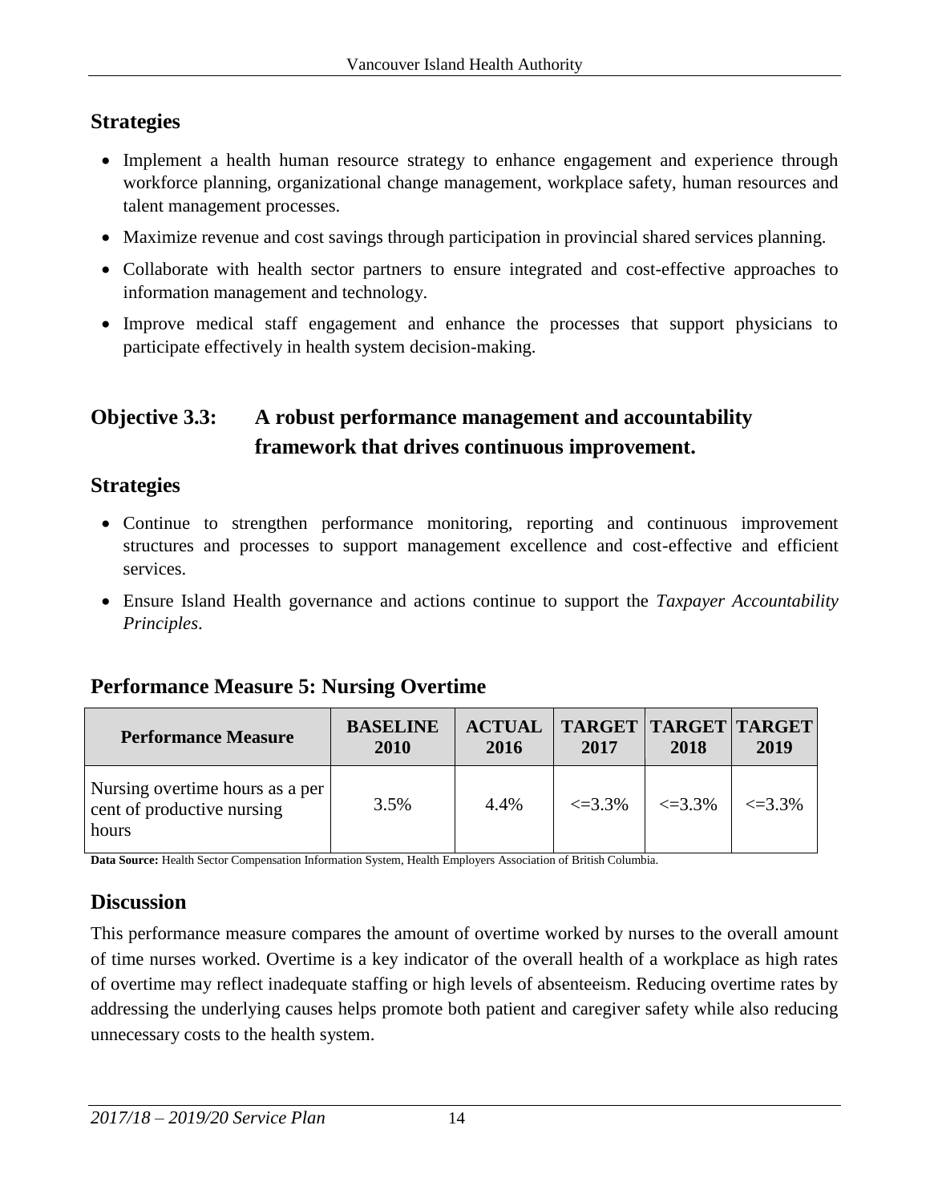## Strategies

- Implement a health human resource strategy to enhance engagement and experience through workforce planning, organizational change management, workplace safety, human resources and talent management processes.
- Maximize revenue and cost savings through participation in provincial shared services planning.
- Collaborate with health sector partners to ensure integrated and cost-effective approaches to information management and technology.
- Improve medical staff engagement and enhance the processes that support physicians to participate effectively in health system decision-making.

## Objective 3.3: A robust performance management and accountability framework that drives continuous improvement.

## Strategies

- Continue to strengthen performance monitoring, reporting and continuous improvement structures and processes to support management excellence and cost-effective and efficient services.
- Ensure Island Health governance and actions continue to support the *Taxpayer Accountability Principles*.

## Performance Measure 5: Nursing Overtime

| Performance Measure | BASELINE 2010 | ACTUAL 2016 | TARGET 2017 | TARGET 2018 | TARGET 2019 |
|---|---|---|---|---|---|
| Nursing overtime hours as a per cent of productive nursing hours | 3.5% | 4.4% | <=3.3% | <=3.3% | <=3.3% |

**Data Source:** Health Sector Compensation Information System, Health Employers Association of British Columbia.

## Discussion

This performance measure compares the amount of overtime worked by nurses to the overall amount of time nurses worked. Overtime is a key indicator of the overall health of a workplace as high rates of overtime may reflect inadequate staffing or high levels of absenteeism. Reducing overtime rates by addressing the underlying causes helps promote both patient and caregiver safety while also reducing unnecessary costs to the health system.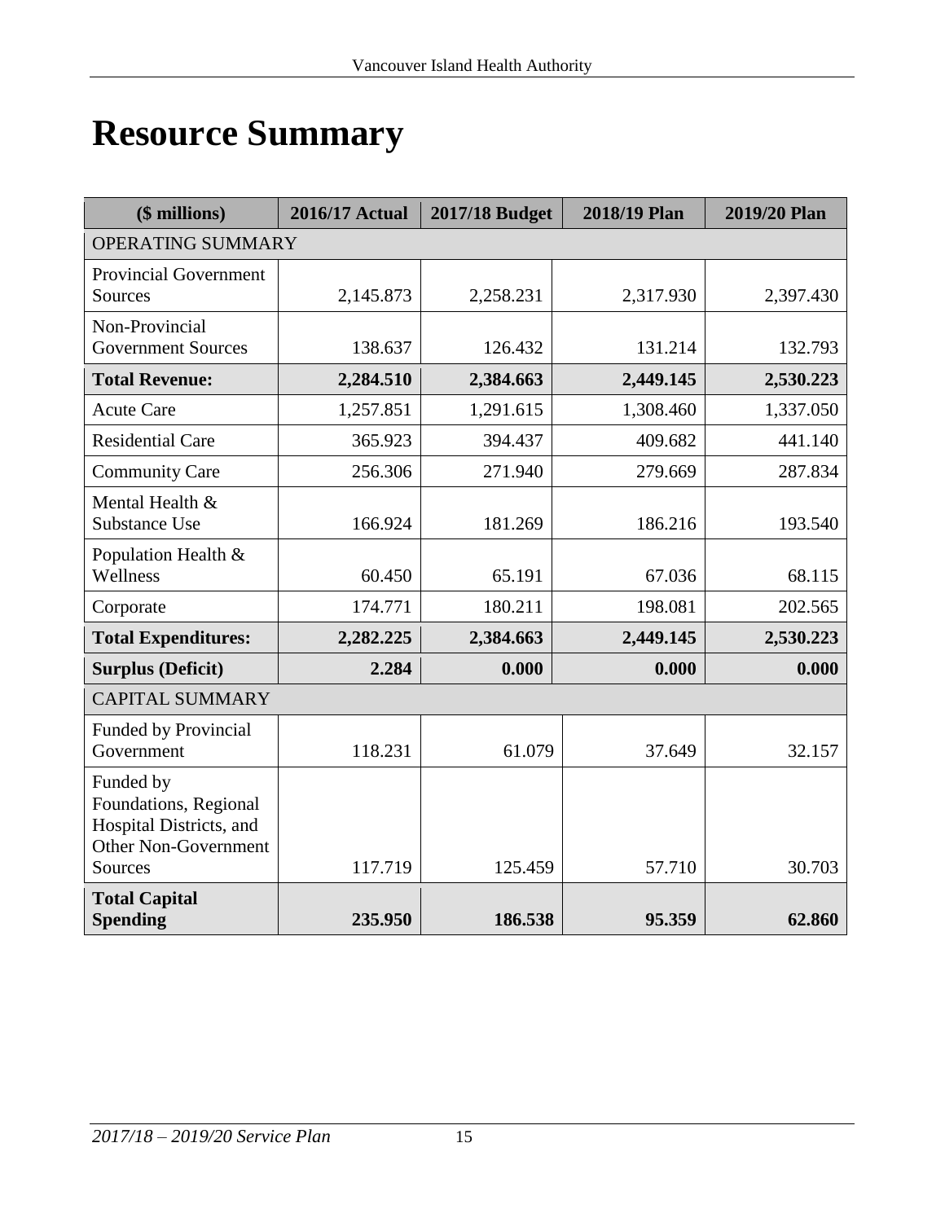# Resource Summary

| ($ millions) | 2016/17 Actual | 2017/18 Budget | 2018/19 Plan | 2019/20 Plan |
|---|---|---|---|---|
| OPERATING SUMMARY | | | | |
| Provincial Government Sources | 2,145.873 | 2,258.231 | 2,317.930 | 2,397.430 |
| Non-Provincial Government Sources | 138.637 | 126.432 | 131.214 | 132.793 |
| **Total Revenue:** | **2,284.510** | **2,384.663** | **2,449.145** | **2,530.223** |
| Acute Care | 1,257.851 | 1,291.615 | 1,308.460 | 1,337.050 |
| Residential Care | 365.923 | 394.437 | 409.682 | 441.140 |
| Community Care | 256.306 | 271.940 | 279.669 | 287.834 |
| Mental Health & Substance Use | 166.924 | 181.269 | 186.216 | 193.540 |
| Population Health & Wellness | 60.450 | 65.191 | 67.036 | 68.115 |
| Corporate | 174.771 | 180.211 | 198.081 | 202.565 |
| **Total Expenditures:** | **2,282.225** | **2,384.663** | **2,449.145** | **2,530.223** |
| **Surplus (Deficit)** | **2.284** | **0.000** | **0.000** | **0.000** |
| CAPITAL SUMMARY | | | | |
| Funded by Provincial Government | 118.231 | 61.079 | 37.649 | 32.157 |
| Funded by Foundations, Regional Hospital Districts, and Other Non-Government Sources | 117.719 | 125.459 | 57.710 | 30.703 |
| **Total Capital Spending** | **235.950** | **186.538** | **95.359** | **62.860** |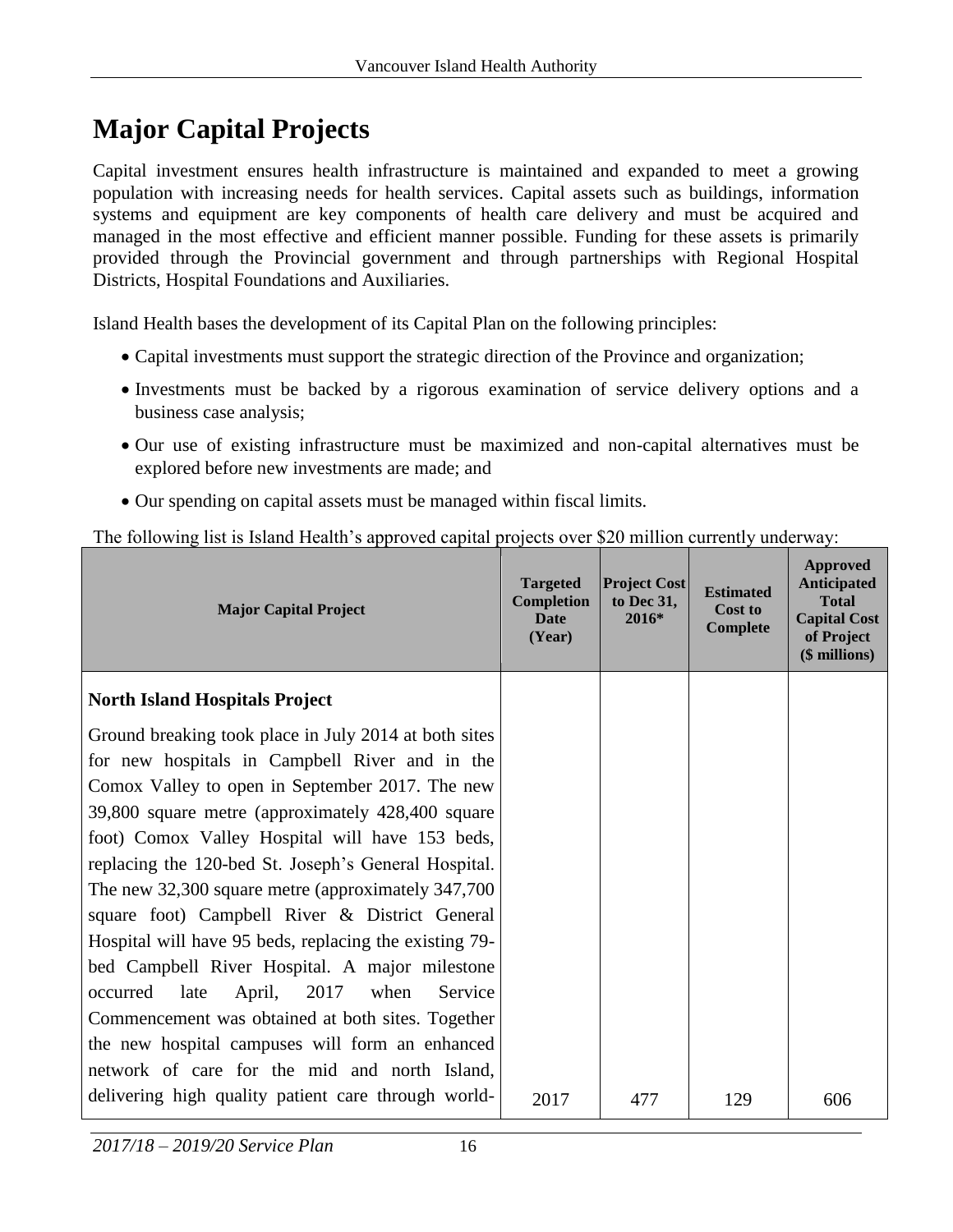# Major Capital Projects

Capital investment ensures health infrastructure is maintained and expanded to meet a growing population with increasing needs for health services. Capital assets such as buildings, information systems and equipment are key components of health care delivery and must be acquired and managed in the most effective and efficient manner possible. Funding for these assets is primarily provided through the Provincial government and through partnerships with Regional Hospital Districts, Hospital Foundations and Auxiliaries.

Island Health bases the development of its Capital Plan on the following principles:

- Capital investments must support the strategic direction of the Province and organization;
- Investments must be backed by a rigorous examination of service delivery options and a business case analysis;
- Our use of existing infrastructure must be maximized and non-capital alternatives must be explored before new investments are made; and
- Our spending on capital assets must be managed within fiscal limits.

The following list is Island Health's approved capital projects over $20 million currently underway:

| Major Capital Project | Targeted Completion Date (Year) | Project Cost to Dec 31, 2016* | Estimated Cost to Complete | Approved Anticipated Total Capital Cost of Project ($ millions) |
|---|---|---|---|---|
| **North Island Hospitals Project**<br>Ground breaking took place in July 2014 at both sites for new hospitals in Campbell River and in the Comox Valley to open in September 2017. The new 39,800 square metre (approximately 428,400 square foot) Comox Valley Hospital will have 153 beds, replacing the 120-bed St. Joseph's General Hospital. The new 32,300 square metre (approximately 347,700 square foot) Campbell River & District General Hospital will have 95 beds, replacing the existing 79-bed Campbell River Hospital. A major milestone occurred late April, 2017 when Service Commencement was obtained at both sites. Together the new hospital campuses will form an enhanced network of care for the mid and north Island, delivering high quality patient care through world- | 2017 | 477 | 129 | 606 |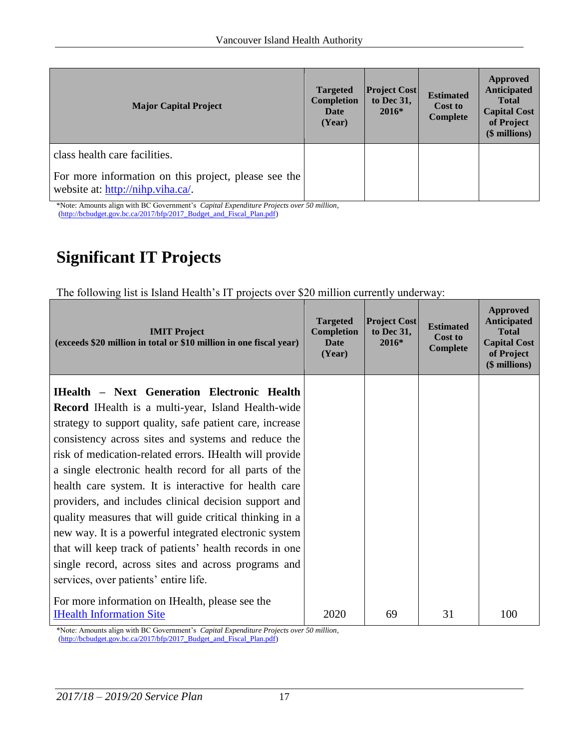| Major Capital Project | Targeted Completion Date (Year) | Project Cost to Dec 31, 2016* | Estimated Cost to Complete | Approved Anticipated Total Capital Cost of Project ($ millions) |
|---|---|---|---|---|
| class health care facilities.<br><br>For more information on this project, please see the website at: [http://nihp.viha.ca/](http://nihp.viha.ca/). | | | | |

*Note: Amounts align with BC Government's *Capital Expenditure Projects over 50 million*, ([http://bcbudget.gov.bc.ca/2017/bfp/2017_Budget_and_Fiscal_Plan.pdf](http://bcbudget.gov.bc.ca/2017/bfp/2017_Budget_and_Fiscal_Plan.pdf))

# Significant IT Projects

The following list is Island Health's IT projects over $20 million currently underway:

| IMIT Project (exceeds $20 million in total or $10 million in one fiscal year) | Targeted Completion Date (Year) | Project Cost to Dec 31, 2016* | Estimated Cost to Complete | Approved Anticipated Total Capital Cost of Project ($ millions) |
|---|---|---|---|---|
| **IHealth – Next Generation Electronic Health Record** IHealth is a multi-year, Island Health-wide strategy to support quality, safe patient care, increase consistency across sites and systems and reduce the risk of medication-related errors. IHealth will provide a single electronic health record for all parts of the health care system. It is interactive for health care providers, and includes clinical decision support and quality measures that will guide critical thinking in a new way. It is a powerful integrated electronic system that will keep track of patients' health records in one single record, across sites and across programs and services, over patients' entire life.<br><br>For more information on IHealth, please see the IHealth Information Site | 2020 | 69 | 31 | 100 |

*Note: Amounts align with BC Government's *Capital Expenditure Projects over 50 million*, ([http://bcbudget.gov.bc.ca/2017/bfp/2017_Budget_and_Fiscal_Plan.pdf](http://bcbudget.gov.bc.ca/2017/bfp/2017_Budget_and_Fiscal_Plan.pdf))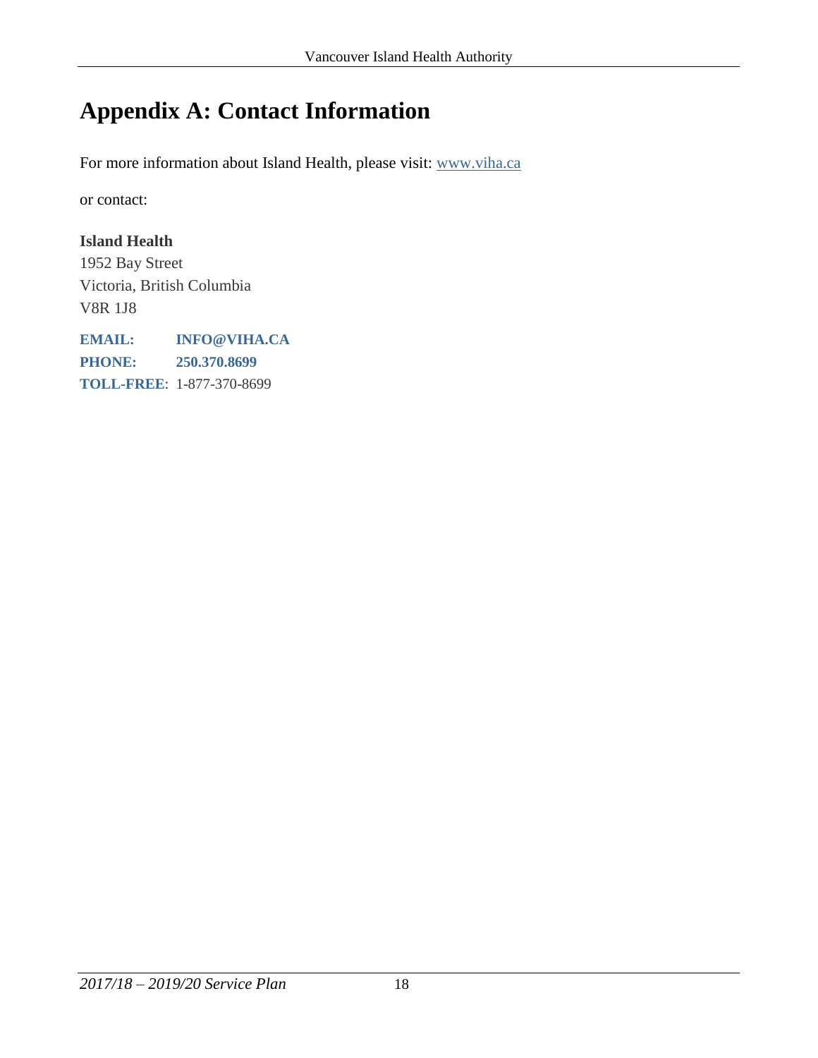# Appendix A: Contact Information

For more information about Island Health, please visit: www.viha.ca

or contact:

**Island Health**
1952 Bay Street
Victoria, British Columbia
V8R 1J8

**EMAIL:** **INFO@VIHA.CA**
**PHONE:** **250.370.8699**
**TOLL-FREE**: 1-877-370-8699